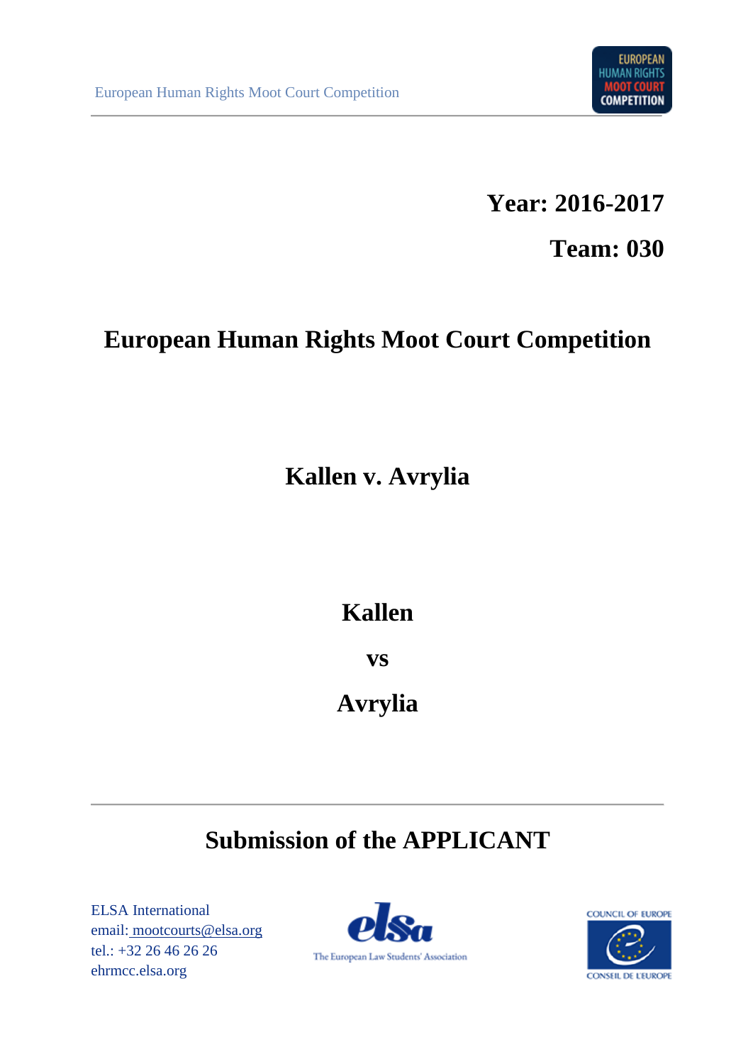**Year: 2016-2017**

**Team: 030**

# European Human Rights Moot Court Competition

## Kallen v. Avrylia

## Kallen

## vs

## Avrylia

---

## Submission of the APPLICANT

ELSA International
email: mootcourts@elsa.org
tel.: +32 26 46 26 26
ehrmcc.elsa.org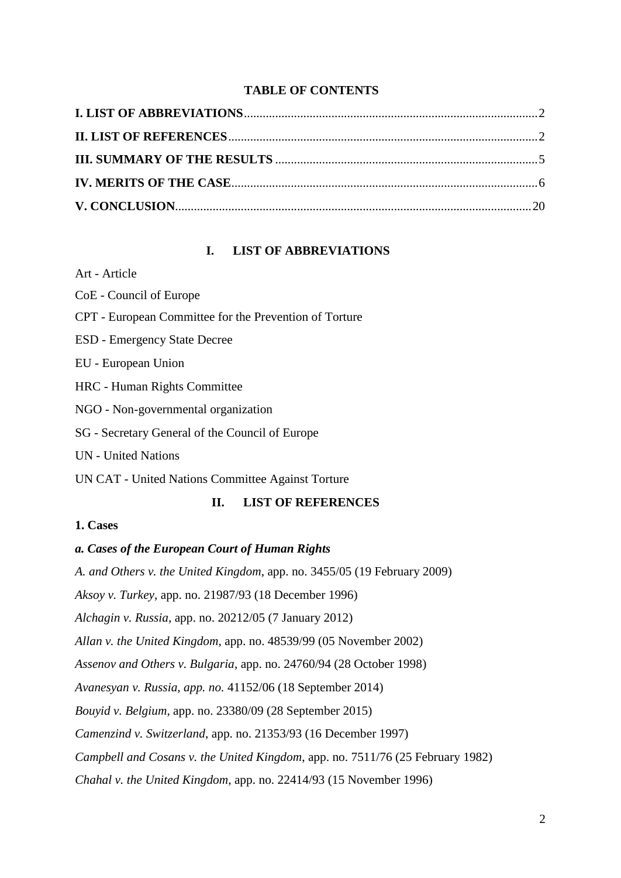**TABLE OF CONTENTS**

**I. LIST OF ABBREVIATIONS**..........2

**II. LIST OF REFERENCES**..........2

**III. SUMMARY OF THE RESULTS**..........5

**IV. MERITS OF THE CASE**..........6

**V. CONCLUSION**..........20

## I. LIST OF ABBREVIATIONS

Art - Article

CoE - Council of Europe

CPT - European Committee for the Prevention of Torture

ESD - Emergency State Decree

EU - European Union

HRC - Human Rights Committee

NGO - Non-governmental organization

SG - Secretary General of the Council of Europe

UN - United Nations

UN CAT - United Nations Committee Against Torture

## II. LIST OF REFERENCES

### 1. Cases

#### *a. Cases of the European Court of Human Rights*

*A. and Others v. the United Kingdom*, app. no. 3455/05 (19 February 2009)

*Aksoy v. Turkey*, app. no. 21987/93 (18 December 1996)

*Alchagin v. Russia*, app. no. 20212/05 (7 January 2012)

*Allan v. the United Kingdom*, app. no. 48539/99 (05 November 2002)

*Assenov and Others v. Bulgaria*, app. no. 24760/94 (28 October 1998)

*Avanesyan v. Russia, app. no.* 41152/06 (18 September 2014)

*Bouyid v. Belgium*, app. no. 23380/09 (28 September 2015)

*Camenzind v. Switzerland*, app. no. 21353/93 (16 December 1997)

*Campbell and Cosans v. the United Kingdom*, app. no. 7511/76 (25 February 1982)

*Chahal v. the United Kingdom*, app. no. 22414/93 (15 November 1996)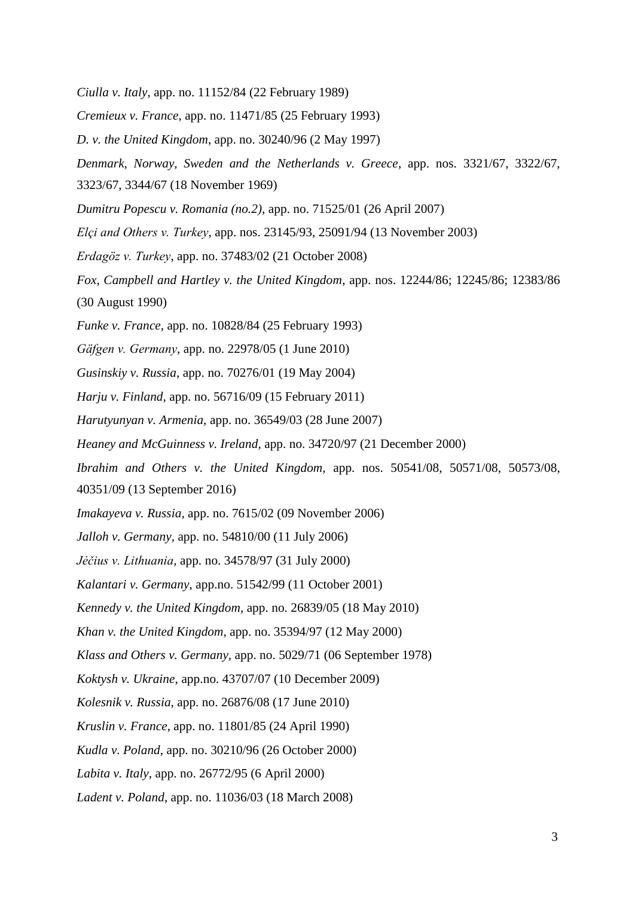*Ciulla v. Italy*, app. no. 11152/84 (22 February 1989)

*Cremieux v. France*, app. no. 11471/85 (25 February 1993)

*D. v. the United Kingdom*, app. no. 30240/96 (2 May 1997)

*Denmark, Norway, Sweden and the Netherlands v. Greece*, app. nos. 3321/67, 3322/67, 3323/67, 3344/67 (18 November 1969)

*Dumitru Popescu v. Romania (no.2)*, app. no. 71525/01 (26 April 2007)

*Elçi and Others v. Turkey*, app. nos. 23145/93, 25091/94 (13 November 2003)

*Erdagöz v. Turkey*, app. no. 37483/02 (21 October 2008)

*Fox, Campbell and Hartley v. the United Kingdom*, app. nos. 12244/86; 12245/86; 12383/86 (30 August 1990)

*Funke v. France*, app. no. 10828/84 (25 February 1993)

*Gäfgen v. Germany*, app. no. 22978/05 (1 June 2010)

*Gusinskiy v. Russia*, app. no. 70276/01 (19 May 2004)

*Harju v. Finland*, app. no. 56716/09 (15 February 2011)

*Harutyunyan v. Armenia*, app. no. 36549/03 (28 June 2007)

*Heaney and McGuinness v. Ireland*, app. no. 34720/97 (21 December 2000)

*Ibrahim and Others v. the United Kingdom*, app. nos. 50541/08, 50571/08, 50573/08, 40351/09 (13 September 2016)

*Imakayeva v. Russia*, app. no. 7615/02 (09 November 2006)

*Jalloh v. Germany*, app. no. 54810/00 (11 July 2006)

*Jėčius v. Lithuania*, app. no. 34578/97 (31 July 2000)

*Kalantari v. Germany*, app.no. 51542/99 (11 October 2001)

*Kennedy v. the United Kingdom*, app. no. 26839/05 (18 May 2010)

*Khan v. the United Kingdom*, app. no. 35394/97 (12 May 2000)

*Klass and Others v. Germany*, app. no. 5029/71 (06 September 1978)

*Koktysh v. Ukraine*, app.no. 43707/07 (10 December 2009)

*Kolesnik v. Russia*, app. no. 26876/08 (17 June 2010)

*Kruslin v. France*, app. no. 11801/85 (24 April 1990)

*Kudla v. Poland*, app. no. 30210/96 (26 October 2000)

*Labita v. Italy*, app. no. 26772/95 (6 April 2000)

*Ladent v. Poland*, app. no. 11036/03 (18 March 2008)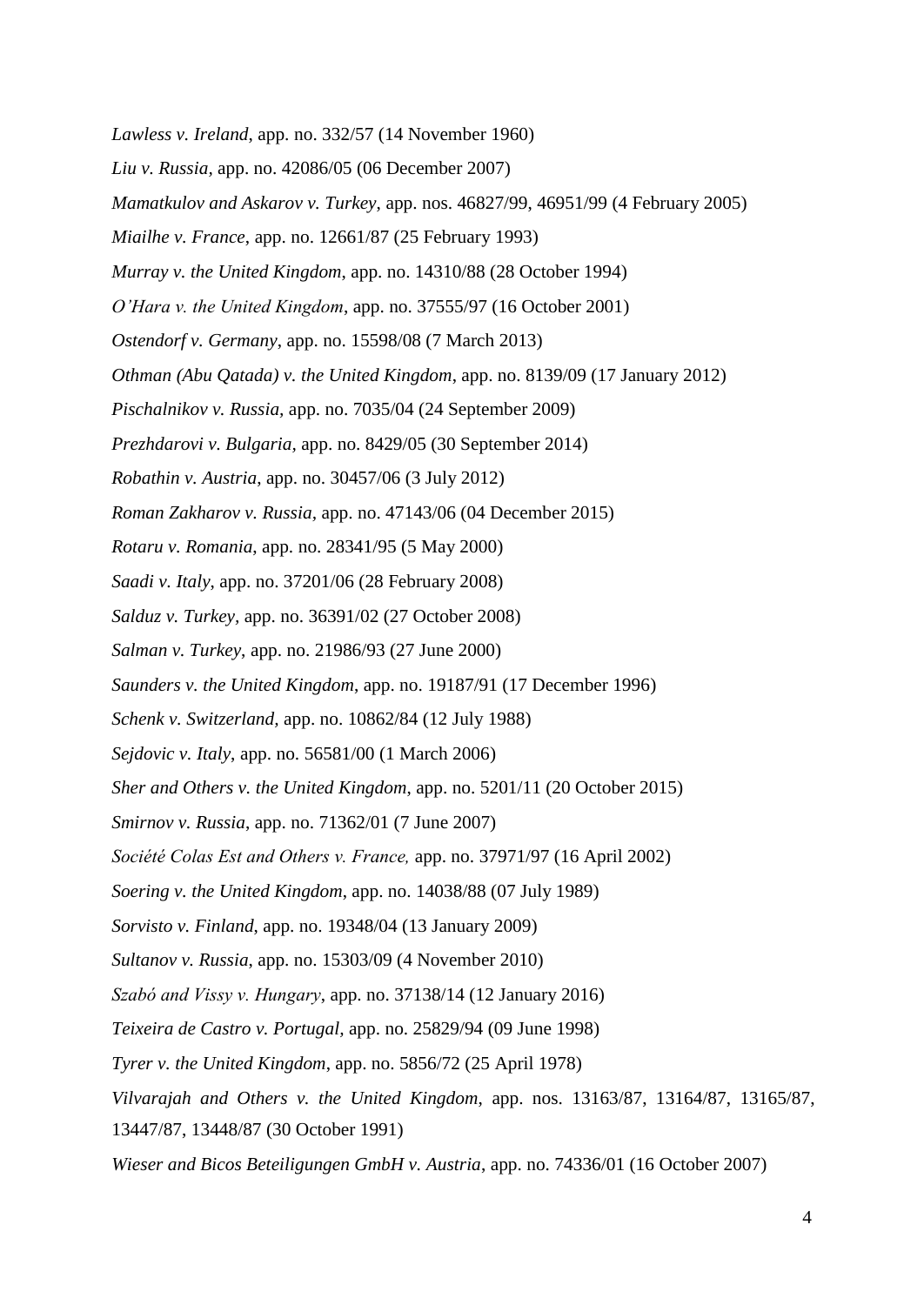*Lawless v. Ireland*, app. no. 332/57 (14 November 1960)

*Liu v. Russia*, app. no. 42086/05 (06 December 2007)

*Mamatkulov and Askarov v. Turkey*, app. nos. 46827/99, 46951/99 (4 February 2005)

*Miailhe v. France*, app. no. 12661/87 (25 February 1993)

*Murray v. the United Kingdom*, app. no. 14310/88 (28 October 1994)

*O'Hara v. the United Kingdom*, app. no. 37555/97 (16 October 2001)

*Ostendorf v. Germany*, app. no. 15598/08 (7 March 2013)

*Othman (Abu Qatada) v. the United Kingdom*, app. no. 8139/09 (17 January 2012)

*Pischalnikov v. Russia*, app. no. 7035/04 (24 September 2009)

*Prezhdarovi v. Bulgaria*, app. no. 8429/05 (30 September 2014)

*Robathin v. Austria*, app. no. 30457/06 (3 July 2012)

*Roman Zakharov v. Russia*, app. no. 47143/06 (04 December 2015)

*Rotaru v. Romania*, app. no. 28341/95 (5 May 2000)

*Saadi v. Italy*, app. no. 37201/06 (28 February 2008)

*Salduz v. Turkey*, app. no. 36391/02 (27 October 2008)

*Salman v. Turkey*, app. no. 21986/93 (27 June 2000)

*Saunders v. the United Kingdom*, app. no. 19187/91 (17 December 1996)

*Schenk v. Switzerland*, app. no. 10862/84 (12 July 1988)

*Sejdovic v. Italy*, app. no. 56581/00 (1 March 2006)

*Sher and Others v. the United Kingdom*, app. no. 5201/11 (20 October 2015)

*Smirnov v. Russia*, app. no. 71362/01 (7 June 2007)

*Société Colas Est and Others v. France,* app. no. 37971/97 (16 April 2002)

*Soering v. the United Kingdom*, app. no. 14038/88 (07 July 1989)

*Sorvisto v. Finland*, app. no. 19348/04 (13 January 2009)

*Sultanov v. Russia*, app. no. 15303/09 (4 November 2010)

*Szabó and Vissy v. Hungary*, app. no. 37138/14 (12 January 2016)

*Teixeira de Castro v. Portugal*, app. no. 25829/94 (09 June 1998)

*Tyrer v. the United Kingdom*, app. no. 5856/72 (25 April 1978)

*Vilvarajah and Others v. the United Kingdom*, app. nos. 13163/87, 13164/87, 13165/87, 13447/87, 13448/87 (30 October 1991)

*Wieser and Bicos Beteiligungen GmbH v. Austria*, app. no. 74336/01 (16 October 2007)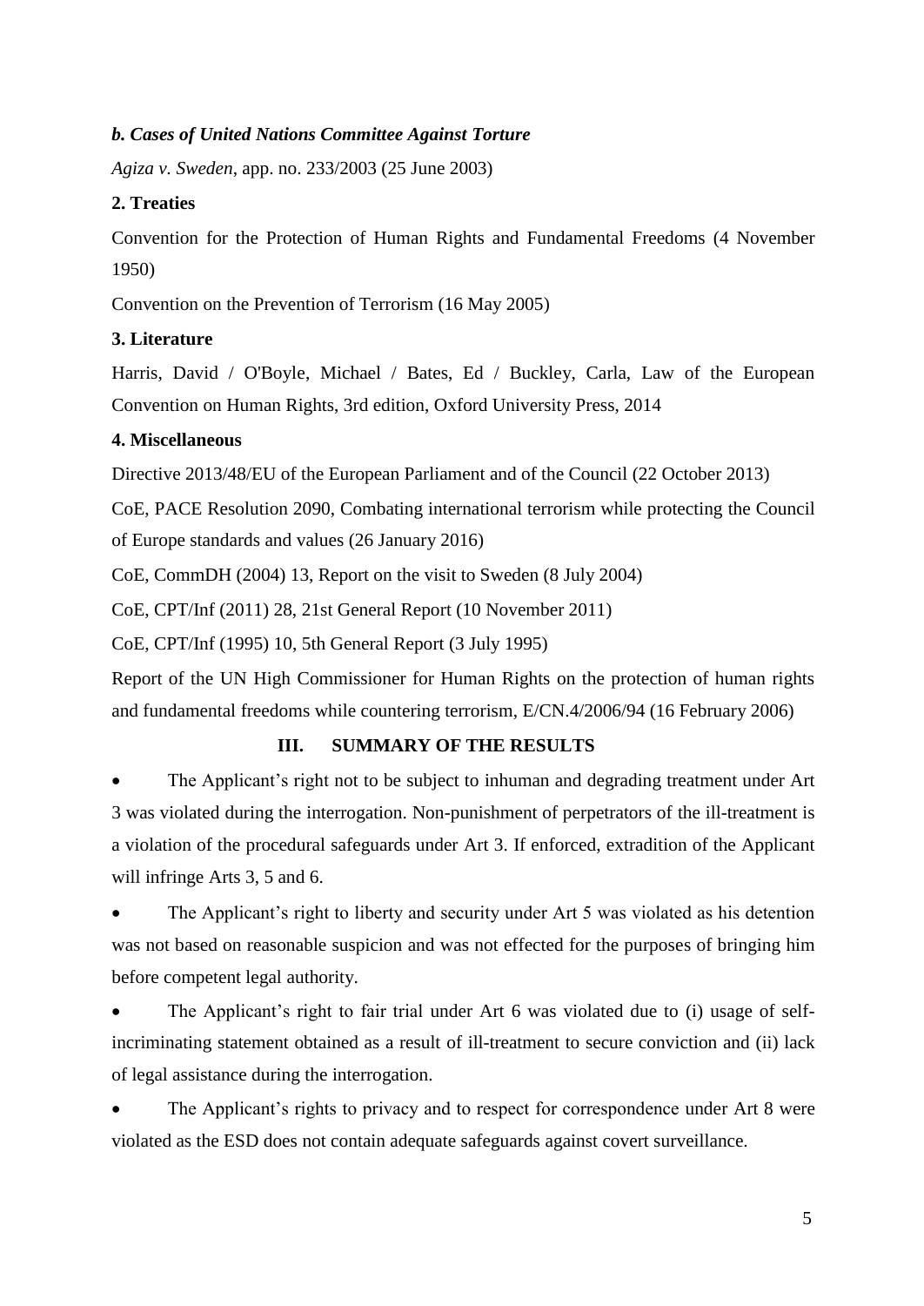### *b. Cases of United Nations Committee Against Torture*

*Agiza v. Sweden*, app. no. 233/2003 (25 June 2003)

### 2. Treaties

Convention for the Protection of Human Rights and Fundamental Freedoms (4 November 1950)

Convention on the Prevention of Terrorism (16 May 2005)

### 3. Literature

Harris, David / O'Boyle, Michael / Bates, Ed / Buckley, Carla, Law of the European Convention on Human Rights, 3rd edition, Oxford University Press, 2014

### 4. Miscellaneous

Directive 2013/48/EU of the European Parliament and of the Council (22 October 2013)

CoE, PACE Resolution 2090, Combating international terrorism while protecting the Council of Europe standards and values (26 January 2016)

CoE, CommDH (2004) 13, Report on the visit to Sweden (8 July 2004)

CoE, CPT/Inf (2011) 28, 21st General Report (10 November 2011)

CoE, CPT/Inf (1995) 10, 5th General Report (3 July 1995)

Report of the UN High Commissioner for Human Rights on the protection of human rights and fundamental freedoms while countering terrorism, E/CN.4/2006/94 (16 February 2006)

## III. SUMMARY OF THE RESULTS

- The Applicant's right not to be subject to inhuman and degrading treatment under Art 3 was violated during the interrogation. Non-punishment of perpetrators of the ill-treatment is a violation of the procedural safeguards under Art 3. If enforced, extradition of the Applicant will infringe Arts 3, 5 and 6.
- The Applicant's right to liberty and security under Art 5 was violated as his detention was not based on reasonable suspicion and was not effected for the purposes of bringing him before competent legal authority.
- The Applicant's right to fair trial under Art 6 was violated due to (i) usage of self-incriminating statement obtained as a result of ill-treatment to secure conviction and (ii) lack of legal assistance during the interrogation.
- The Applicant's rights to privacy and to respect for correspondence under Art 8 were violated as the ESD does not contain adequate safeguards against covert surveillance.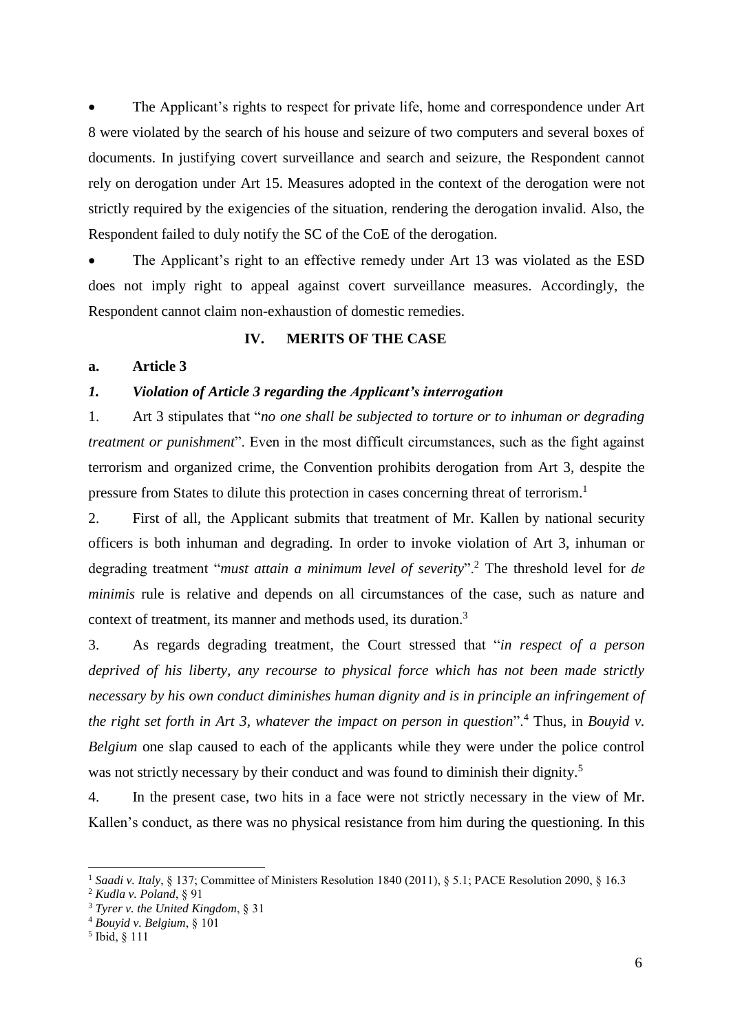- The Applicant's rights to respect for private life, home and correspondence under Art 8 were violated by the search of his house and seizure of two computers and several boxes of documents. In justifying covert surveillance and search and seizure, the Respondent cannot rely on derogation under Art 15. Measures adopted in the context of the derogation were not strictly required by the exigencies of the situation, rendering the derogation invalid. Also, the Respondent failed to duly notify the SC of the CoE of the derogation.
- The Applicant's right to an effective remedy under Art 13 was violated as the ESD does not imply right to appeal against covert surveillance measures. Accordingly, the Respondent cannot claim non-exhaustion of domestic remedies.

## IV. MERITS OF THE CASE

### a. Article 3

#### *1. Violation of Article 3 regarding the Applicant's interrogation*

1. Art 3 stipulates that "*no one shall be subjected to torture or to inhuman or degrading treatment or punishment*". Even in the most difficult circumstances, such as the fight against terrorism and organized crime, the Convention prohibits derogation from Art 3, despite the pressure from States to dilute this protection in cases concerning threat of terrorism.[1]

2. First of all, the Applicant submits that treatment of Mr. Kallen by national security officers is both inhuman and degrading. In order to invoke violation of Art 3, inhuman or degrading treatment "*must attain a minimum level of severity*".[2] The threshold level for *de minimis* rule is relative and depends on all circumstances of the case, such as nature and context of treatment, its manner and methods used, its duration.[3]

3. As regards degrading treatment, the Court stressed that "*in respect of a person deprived of his liberty, any recourse to physical force which has not been made strictly necessary by his own conduct diminishes human dignity and is in principle an infringement of the right set forth in Art 3, whatever the impact on person in question*".[4] Thus, in *Bouyid v. Belgium* one slap caused to each of the applicants while they were under the police control was not strictly necessary by their conduct and was found to diminish their dignity.[5]

4. In the present case, two hits in a face were not strictly necessary in the view of Mr. Kallen's conduct, as there was no physical resistance from him during the questioning. In this

---

[1] *Saadi v. Italy*, § 137; Committee of Ministers Resolution 1840 (2011), § 5.1; PACE Resolution 2090, § 16.3

[2] *Kudla v. Poland*, § 91

[3] *Tyrer v. the United Kingdom*, § 31

[4] *Bouyid v. Belgium*, § 101

[5] Ibid, § 111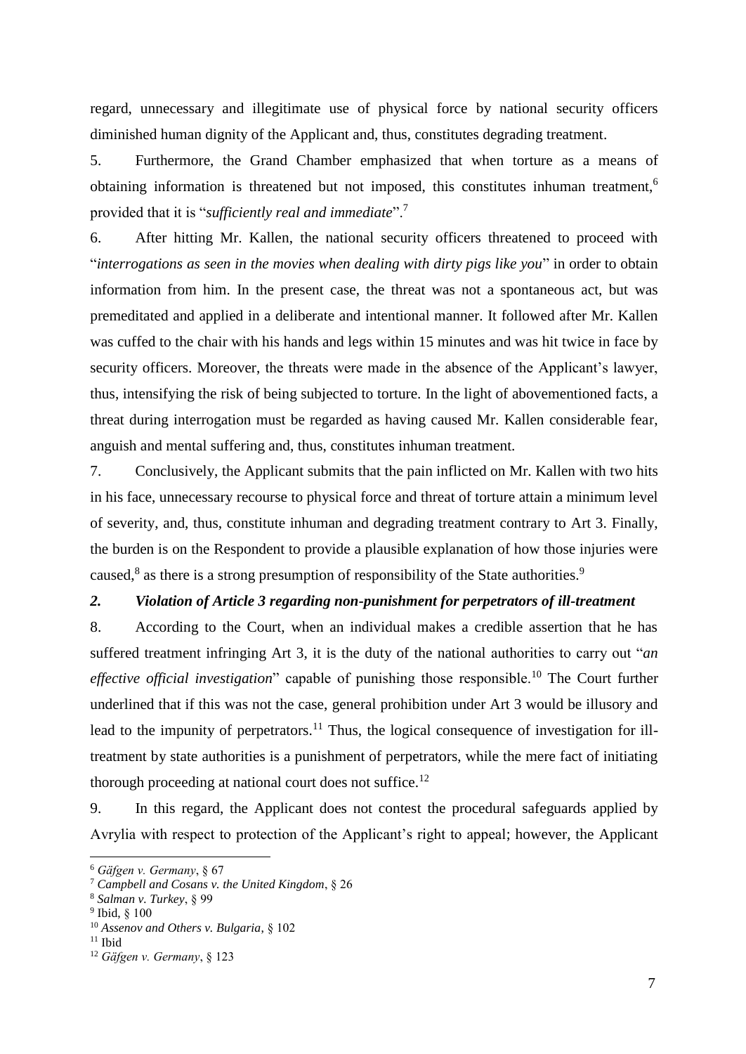regard, unnecessary and illegitimate use of physical force by national security officers diminished human dignity of the Applicant and, thus, constitutes degrading treatment.

5. Furthermore, the Grand Chamber emphasized that when torture as a means of obtaining information is threatened but not imposed, this constitutes inhuman treatment,[6] provided that it is "*sufficiently real and immediate*".[7]

6. After hitting Mr. Kallen, the national security officers threatened to proceed with "*interrogations as seen in the movies when dealing with dirty pigs like you*" in order to obtain information from him. In the present case, the threat was not a spontaneous act, but was premeditated and applied in a deliberate and intentional manner. It followed after Mr. Kallen was cuffed to the chair with his hands and legs within 15 minutes and was hit twice in face by security officers. Moreover, the threats were made in the absence of the Applicant's lawyer, thus, intensifying the risk of being subjected to torture. In the light of abovementioned facts, a threat during interrogation must be regarded as having caused Mr. Kallen considerable fear, anguish and mental suffering and, thus, constitutes inhuman treatment.

7. Conclusively, the Applicant submits that the pain inflicted on Mr. Kallen with two hits in his face, unnecessary recourse to physical force and threat of torture attain a minimum level of severity, and, thus, constitute inhuman and degrading treatment contrary to Art 3. Finally, the burden is on the Respondent to provide a plausible explanation of how those injuries were caused,[8] as there is a strong presumption of responsibility of the State authorities.[9]

### *2. Violation of Article 3 regarding non-punishment for perpetrators of ill-treatment*

8. According to the Court, when an individual makes a credible assertion that he has suffered treatment infringing Art 3, it is the duty of the national authorities to carry out "*an effective official investigation*" capable of punishing those responsible.[10] The Court further underlined that if this was not the case, general prohibition under Art 3 would be illusory and lead to the impunity of perpetrators.[11] Thus, the logical consequence of investigation for ill-treatment by state authorities is a punishment of perpetrators, while the mere fact of initiating thorough proceeding at national court does not suffice.[12]

9. In this regard, the Applicant does not contest the procedural safeguards applied by Avrylia with respect to protection of the Applicant's right to appeal; however, the Applicant

---

[6] *Gäfgen v. Germany*, § 67

[7] *Campbell and Cosans v. the United Kingdom*, § 26

[8] *Salman v. Turkey*, § 99

[9] Ibid, § 100

[10] *Assenov and Others v. Bulgaria*, § 102

[11] Ibid

[12] *Gäfgen v. Germany*, § 123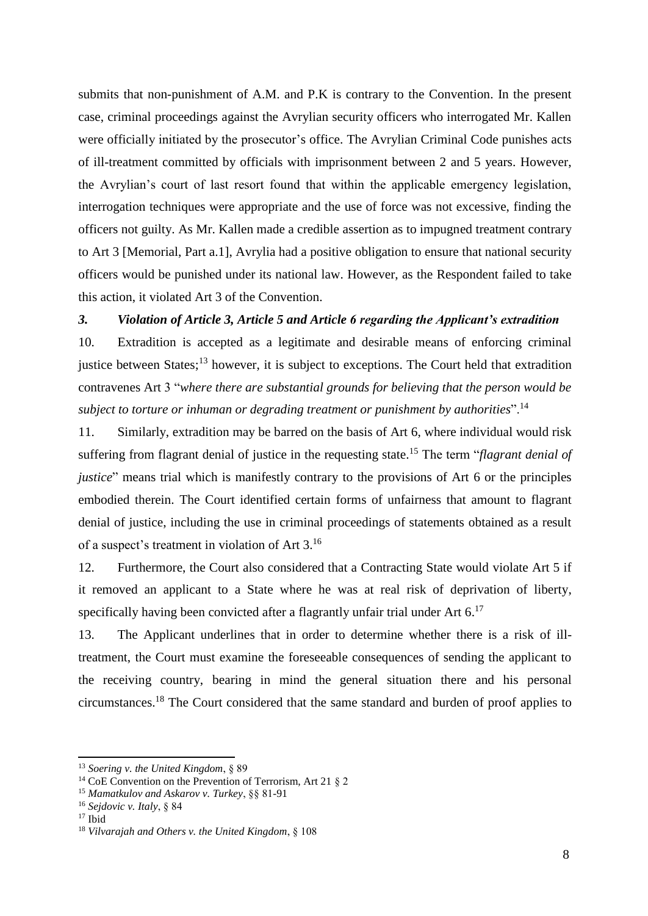submits that non-punishment of A.M. and P.K is contrary to the Convention. In the present case, criminal proceedings against the Avrylian security officers who interrogated Mr. Kallen were officially initiated by the prosecutor's office. The Avrylian Criminal Code punishes acts of ill-treatment committed by officials with imprisonment between 2 and 5 years. However, the Avrylian's court of last resort found that within the applicable emergency legislation, interrogation techniques were appropriate and the use of force was not excessive, finding the officers not guilty. As Mr. Kallen made a credible assertion as to impugned treatment contrary to Art 3 [Memorial, Part a.1], Avrylia had a positive obligation to ensure that national security officers would be punished under its national law. However, as the Respondent failed to take this action, it violated Art 3 of the Convention.

### *3. Violation of Article 3, Article 5 and Article 6 regarding the Applicant's extradition*

10. Extradition is accepted as a legitimate and desirable means of enforcing criminal justice between States;[13] however, it is subject to exceptions. The Court held that extradition contravenes Art 3 "*where there are substantial grounds for believing that the person would be subject to torture or inhuman or degrading treatment or punishment by authorities*".[14]

11. Similarly, extradition may be barred on the basis of Art 6, where individual would risk suffering from flagrant denial of justice in the requesting state.[15] The term "*flagrant denial of justice*" means trial which is manifestly contrary to the provisions of Art 6 or the principles embodied therein. The Court identified certain forms of unfairness that amount to flagrant denial of justice, including the use in criminal proceedings of statements obtained as a result of a suspect's treatment in violation of Art 3.[16]

12. Furthermore, the Court also considered that a Contracting State would violate Art 5 if it removed an applicant to a State where he was at real risk of deprivation of liberty, specifically having been convicted after a flagrantly unfair trial under Art 6.[17]

13. The Applicant underlines that in order to determine whether there is a risk of ill-treatment, the Court must examine the foreseeable consequences of sending the applicant to the receiving country, bearing in mind the general situation there and his personal circumstances.[18] The Court considered that the same standard and burden of proof applies to

---

[13] *Soering v. the United Kingdom*, § 89

[14] CoE Convention on the Prevention of Terrorism, Art 21 § 2

[15] *Mamatkulov and Askarov v. Turkey*, §§ 81-91

[16] *Sejdovic v. Italy*, § 84

[17] Ibid

[18] *Vilvarajah and Others v. the United Kingdom*, § 108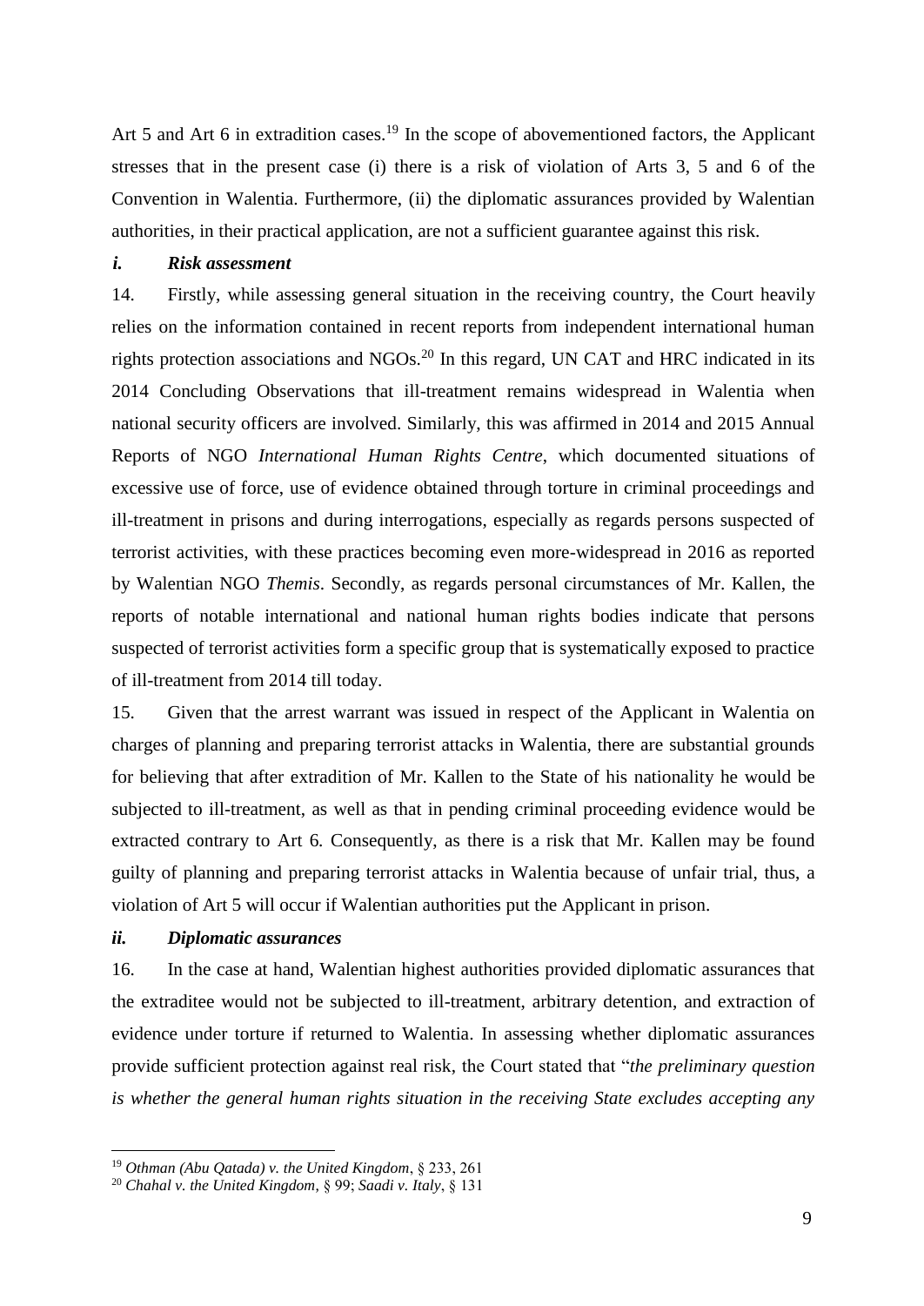Art 5 and Art 6 in extradition cases.[19] In the scope of abovementioned factors, the Applicant stresses that in the present case (i) there is a risk of violation of Arts 3, 5 and 6 of the Convention in Walentia. Furthermore, (ii) the diplomatic assurances provided by Walentian authorities, in their practical application, are not a sufficient guarantee against this risk.

### *i. Risk assessment*

14. Firstly, while assessing general situation in the receiving country, the Court heavily relies on the information contained in recent reports from independent international human rights protection associations and NGOs.[20] In this regard, UN CAT and HRC indicated in its 2014 Concluding Observations that ill-treatment remains widespread in Walentia when national security officers are involved. Similarly, this was affirmed in 2014 and 2015 Annual Reports of NGO *International Human Rights Centre*, which documented situations of excessive use of force, use of evidence obtained through torture in criminal proceedings and ill-treatment in prisons and during interrogations, especially as regards persons suspected of terrorist activities, with these practices becoming even more-widespread in 2016 as reported by Walentian NGO *Themis*. Secondly, as regards personal circumstances of Mr. Kallen, the reports of notable international and national human rights bodies indicate that persons suspected of terrorist activities form a specific group that is systematically exposed to practice of ill-treatment from 2014 till today.

15. Given that the arrest warrant was issued in respect of the Applicant in Walentia on charges of planning and preparing terrorist attacks in Walentia, there are substantial grounds for believing that after extradition of Mr. Kallen to the State of his nationality he would be subjected to ill-treatment, as well as that in pending criminal proceeding evidence would be extracted contrary to Art 6. Consequently, as there is a risk that Mr. Kallen may be found guilty of planning and preparing terrorist attacks in Walentia because of unfair trial, thus, a violation of Art 5 will occur if Walentian authorities put the Applicant in prison.

### *ii. Diplomatic assurances*

16. In the case at hand, Walentian highest authorities provided diplomatic assurances that the extraditee would not be subjected to ill-treatment, arbitrary detention, and extraction of evidence under torture if returned to Walentia. In assessing whether diplomatic assurances provide sufficient protection against real risk, the Court stated that "*the preliminary question is whether the general human rights situation in the receiving State excludes accepting any*

---

[19] *Othman (Abu Qatada) v. the United Kingdom*, § 233, 261

[20] *Chahal v. the United Kingdom*, § 99; *Saadi v. Italy*, § 131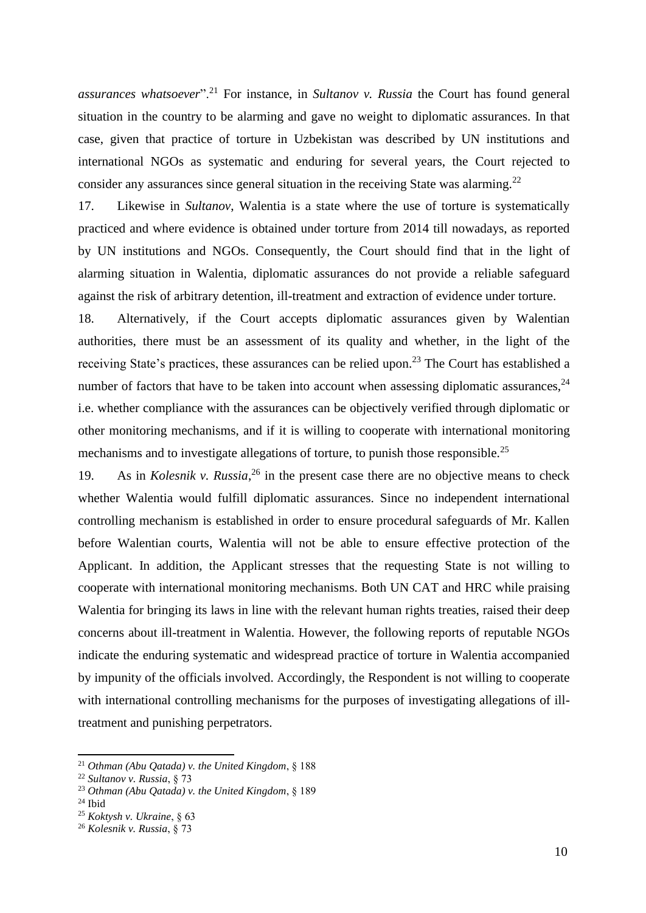*assurances whatsoever*".[21] For instance, in *Sultanov v. Russia* the Court has found general situation in the country to be alarming and gave no weight to diplomatic assurances. In that case, given that practice of torture in Uzbekistan was described by UN institutions and international NGOs as systematic and enduring for several years, the Court rejected to consider any assurances since general situation in the receiving State was alarming.[22]

17. Likewise in *Sultanov*, Walentia is a state where the use of torture is systematically practiced and where evidence is obtained under torture from 2014 till nowadays, as reported by UN institutions and NGOs. Consequently, the Court should find that in the light of alarming situation in Walentia, diplomatic assurances do not provide a reliable safeguard against the risk of arbitrary detention, ill-treatment and extraction of evidence under torture.

18. Alternatively, if the Court accepts diplomatic assurances given by Walentian authorities, there must be an assessment of its quality and whether, in the light of the receiving State's practices, these assurances can be relied upon.[23] The Court has established a number of factors that have to be taken into account when assessing diplomatic assurances,[24] i.e. whether compliance with the assurances can be objectively verified through diplomatic or other monitoring mechanisms, and if it is willing to cooperate with international monitoring mechanisms and to investigate allegations of torture, to punish those responsible.[25]

19. As in *Kolesnik v. Russia*,[26] in the present case there are no objective means to check whether Walentia would fulfill diplomatic assurances. Since no independent international controlling mechanism is established in order to ensure procedural safeguards of Mr. Kallen before Walentian courts, Walentia will not be able to ensure effective protection of the Applicant. In addition, the Applicant stresses that the requesting State is not willing to cooperate with international monitoring mechanisms. Both UN CAT and HRC while praising Walentia for bringing its laws in line with the relevant human rights treaties, raised their deep concerns about ill-treatment in Walentia. However, the following reports of reputable NGOs indicate the enduring systematic and widespread practice of torture in Walentia accompanied by impunity of the officials involved. Accordingly, the Respondent is not willing to cooperate with international controlling mechanisms for the purposes of investigating allegations of ill-treatment and punishing perpetrators.

---

[21] *Othman (Abu Qatada) v. the United Kingdom*, § 188
[22] *Sultanov v. Russia*, § 73
[23] *Othman (Abu Qatada) v. the United Kingdom*, § 189
[24] Ibid
[25] *Koktysh v. Ukraine*, § 63
[26] *Kolesnik v. Russia*, § 73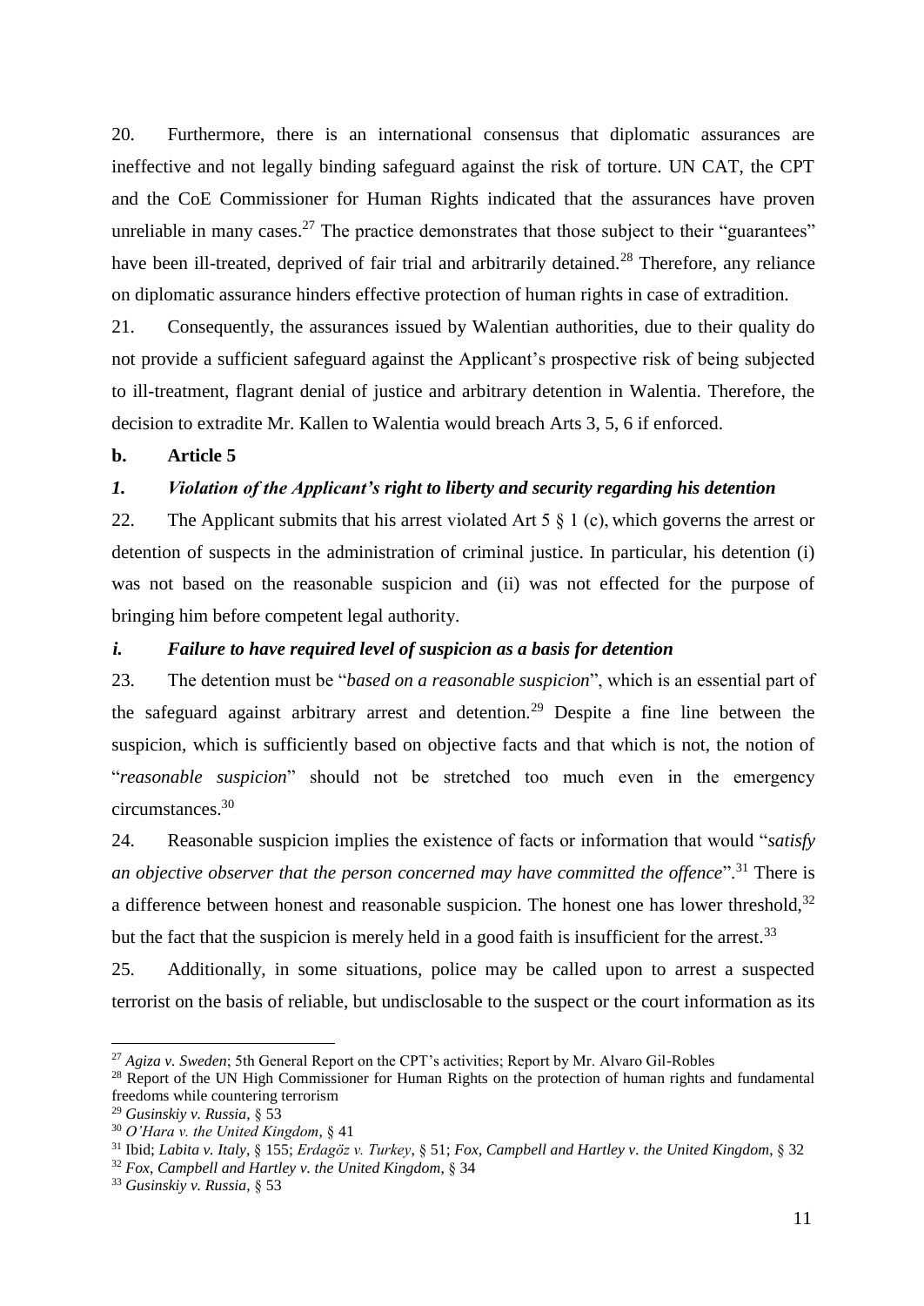20. Furthermore, there is an international consensus that diplomatic assurances are ineffective and not legally binding safeguard against the risk of torture. UN CAT, the CPT and the CoE Commissioner for Human Rights indicated that the assurances have proven unreliable in many cases.[27] The practice demonstrates that those subject to their "guarantees" have been ill-treated, deprived of fair trial and arbitrarily detained.[28] Therefore, any reliance on diplomatic assurance hinders effective protection of human rights in case of extradition.

21. Consequently, the assurances issued by Walentian authorities, due to their quality do not provide a sufficient safeguard against the Applicant's prospective risk of being subjected to ill-treatment, flagrant denial of justice and arbitrary detention in Walentia. Therefore, the decision to extradite Mr. Kallen to Walentia would breach Arts 3, 5, 6 if enforced.

**b. Article 5**

***1. Violation of the Applicant's right to liberty and security regarding his detention***

22. The Applicant submits that his arrest violated Art 5 § 1 (c), which governs the arrest or detention of suspects in the administration of criminal justice. In particular, his detention (i) was not based on the reasonable suspicion and (ii) was not effected for the purpose of bringing him before competent legal authority.

***i. Failure to have required level of suspicion as a basis for detention***

23. The detention must be "*based on a reasonable suspicion*", which is an essential part of the safeguard against arbitrary arrest and detention.[29] Despite a fine line between the suspicion, which is sufficiently based on objective facts and that which is not, the notion of "*reasonable suspicion*" should not be stretched too much even in the emergency circumstances.[30]

24. Reasonable suspicion implies the existence of facts or information that would "*satisfy an objective observer that the person concerned may have committed the offence*".[31] There is a difference between honest and reasonable suspicion. The honest one has lower threshold,[32] but the fact that the suspicion is merely held in a good faith is insufficient for the arrest.[33]

25. Additionally, in some situations, police may be called upon to arrest a suspected terrorist on the basis of reliable, but undisclosable to the suspect or the court information as its

---

[27] *Agiza v. Sweden*; 5th General Report on the CPT's activities; Report by Mr. Alvaro Gil-Robles

[28] Report of the UN High Commissioner for Human Rights on the protection of human rights and fundamental freedoms while countering terrorism

[29] *Gusinskiy v. Russia*, § 53

[30] *O'Hara v. the United Kingdom*, § 41

[31] Ibid; *Labita v. Italy*, § 155; *Erdagöz v. Turkey*, § 51; *Fox, Campbell and Hartley v. the United Kingdom*, § 32

[32] *Fox, Campbell and Hartley v. the United Kingdom*, § 34

[33] *Gusinskiy v. Russia*, § 53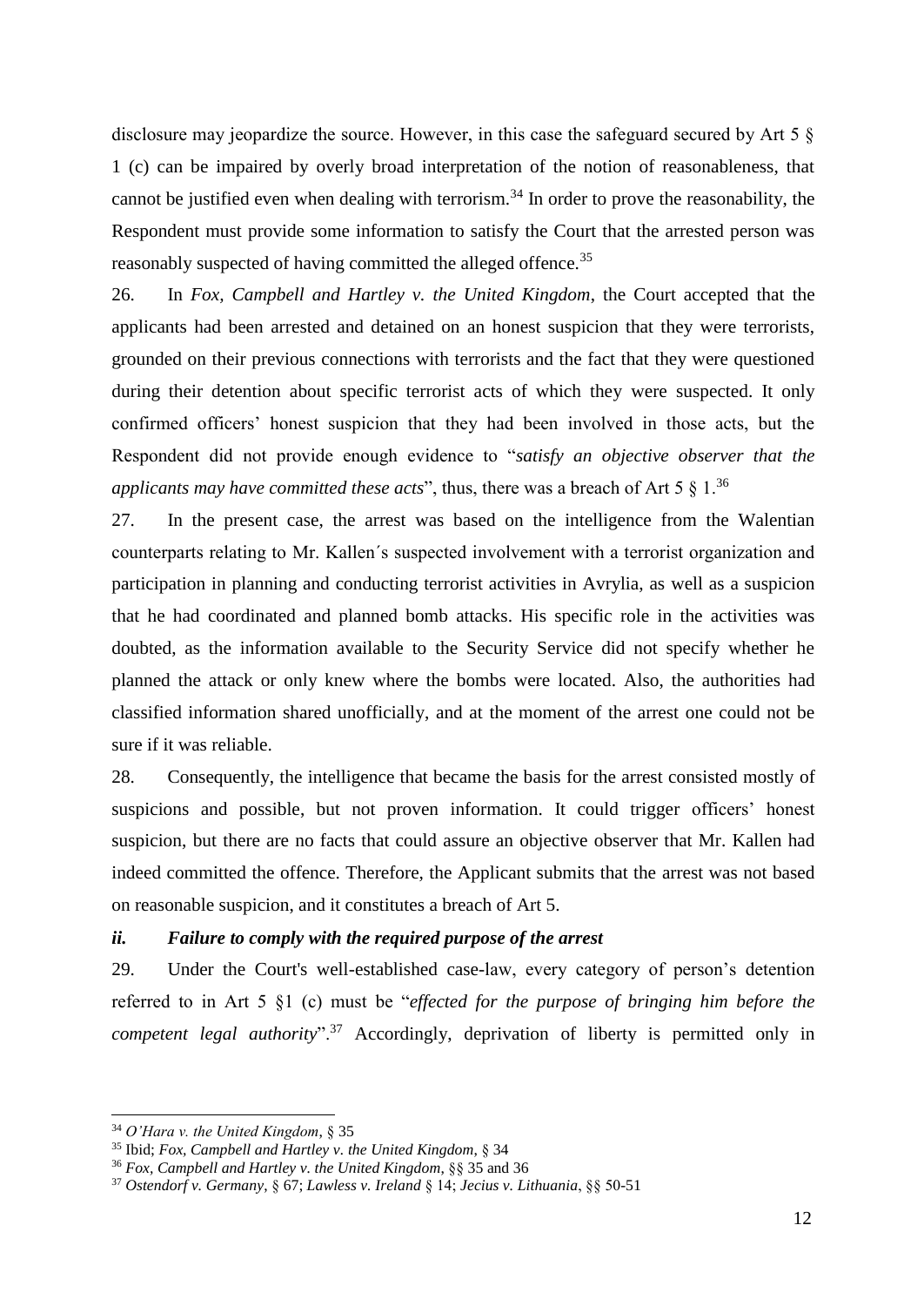disclosure may jeopardize the source. However, in this case the safeguard secured by Art 5 § 1 (c) can be impaired by overly broad interpretation of the notion of reasonableness, that cannot be justified even when dealing with terrorism.[34] In order to prove the reasonability, the Respondent must provide some information to satisfy the Court that the arrested person was reasonably suspected of having committed the alleged offence.[35]

26. In *Fox, Campbell and Hartley v. the United Kingdom*, the Court accepted that the applicants had been arrested and detained on an honest suspicion that they were terrorists, grounded on their previous connections with terrorists and the fact that they were questioned during their detention about specific terrorist acts of which they were suspected. It only confirmed officers' honest suspicion that they had been involved in those acts, but the Respondent did not provide enough evidence to "*satisfy an objective observer that the applicants may have committed these acts*", thus, there was a breach of Art 5 § 1.[36]

27. In the present case, the arrest was based on the intelligence from the Walentian counterparts relating to Mr. Kallen´s suspected involvement with a terrorist organization and participation in planning and conducting terrorist activities in Avrylia, as well as a suspicion that he had coordinated and planned bomb attacks. His specific role in the activities was doubted, as the information available to the Security Service did not specify whether he planned the attack or only knew where the bombs were located. Also, the authorities had classified information shared unofficially, and at the moment of the arrest one could not be sure if it was reliable.

28. Consequently, the intelligence that became the basis for the arrest consisted mostly of suspicions and possible, but not proven information. It could trigger officers' honest suspicion, but there are no facts that could assure an objective observer that Mr. Kallen had indeed committed the offence. Therefore, the Applicant submits that the arrest was not based on reasonable suspicion, and it constitutes a breach of Art 5.

### *ii. Failure to comply with the required purpose of the arrest*

29. Under the Court's well-established case-law, every category of person's detention referred to in Art 5 §1 (c) must be "*effected for the purpose of bringing him before the competent legal authority*".[37] Accordingly, deprivation of liberty is permitted only in

---

[34] *O'Hara v. the United Kingdom*, § 35

[35] Ibid; *Fox, Campbell and Hartley v. the United Kingdom*, § 34

[36] *Fox, Campbell and Hartley v. the United Kingdom*, §§ 35 and 36

[37] *Ostendorf v. Germany*, § 67; *Lawless v. Ireland* § 14; *Jecius v. Lithuania*, §§ 50-51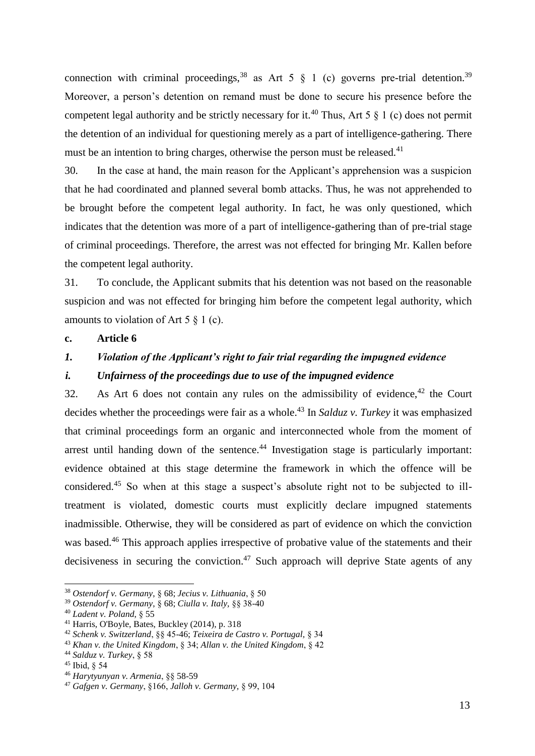connection with criminal proceedings,[38] as Art 5 § 1 (c) governs pre-trial detention.[39] Moreover, a person's detention on remand must be done to secure his presence before the competent legal authority and be strictly necessary for it.[40] Thus, Art 5 § 1 (c) does not permit the detention of an individual for questioning merely as a part of intelligence-gathering. There must be an intention to bring charges, otherwise the person must be released.[41]

30. In the case at hand, the main reason for the Applicant's apprehension was a suspicion that he had coordinated and planned several bomb attacks. Thus, he was not apprehended to be brought before the competent legal authority. In fact, he was only questioned, which indicates that the detention was more of a part of intelligence-gathering than of pre-trial stage of criminal proceedings. Therefore, the arrest was not effected for bringing Mr. Kallen before the competent legal authority.

31. To conclude, the Applicant submits that his detention was not based on the reasonable suspicion and was not effected for bringing him before the competent legal authority, which amounts to violation of Art 5 § 1 (c).

**c. Article 6**

***1. Violation of the Applicant's right to fair trial regarding the impugned evidence***

***i. Unfairness of the proceedings due to use of the impugned evidence***

32. As Art 6 does not contain any rules on the admissibility of evidence,[42] the Court decides whether the proceedings were fair as a whole.[43] In *Salduz v. Turkey* it was emphasized that criminal proceedings form an organic and interconnected whole from the moment of arrest until handing down of the sentence.[44] Investigation stage is particularly important: evidence obtained at this stage determine the framework in which the offence will be considered.[45] So when at this stage a suspect's absolute right not to be subjected to ill-treatment is violated, domestic courts must explicitly declare impugned statements inadmissible. Otherwise, they will be considered as part of evidence on which the conviction was based.[46] This approach applies irrespective of probative value of the statements and their decisiveness in securing the conviction.[47] Such approach will deprive State agents of any

---

[38] *Ostendorf v. Germany*, § 68; *Jecius v. Lithuania*, § 50

[39] *Ostendorf v. Germany*, § 68; *Ciulla v. Italy*, §§ 38-40

[40] *Ladent v. Poland*, § 55

[41] Harris, O'Boyle, Bates, Buckley (2014), p. 318

[42] *Schenk v. Switzerland*, §§ 45-46; *Teixeira de Castro v. Portugal*, § 34

[43] *Khan v. the United Kingdom*, § 34; *Allan v. the United Kingdom*, § 42

[44] *Salduz v. Turkey*, § 58

[45] Ibid, § 54

[46] *Harytyunyan v. Armenia*, §§ 58-59

[47] *Gafgen v. Germany*, §166, *Jalloh v. Germany*, § 99, 104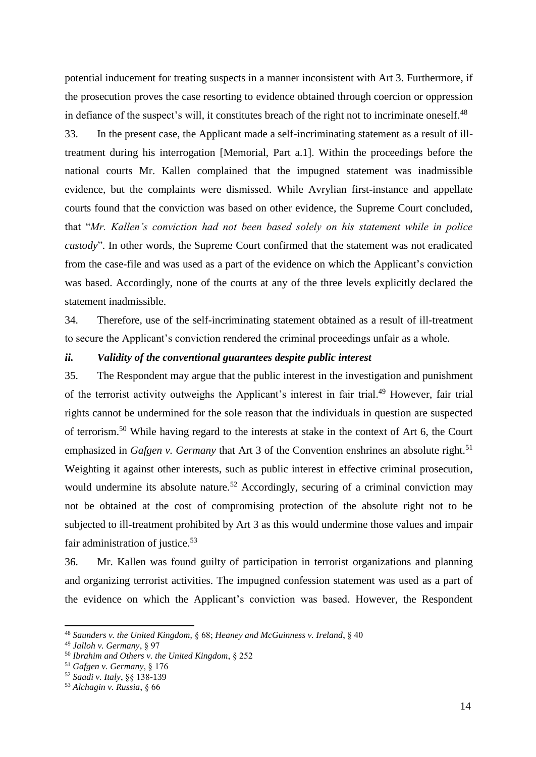potential inducement for treating suspects in a manner inconsistent with Art 3. Furthermore, if the prosecution proves the case resorting to evidence obtained through coercion or oppression in defiance of the suspect's will, it constitutes breach of the right not to incriminate oneself.[48]

33. In the present case, the Applicant made a self-incriminating statement as a result of ill-treatment during his interrogation [Memorial, Part a.1]. Within the proceedings before the national courts Mr. Kallen complained that the impugned statement was inadmissible evidence, but the complaints were dismissed. While Avrylian first-instance and appellate courts found that the conviction was based on other evidence, the Supreme Court concluded, that "*Mr. Kallen's conviction had not been based solely on his statement while in police custody*". In other words, the Supreme Court confirmed that the statement was not eradicated from the case-file and was used as a part of the evidence on which the Applicant's conviction was based. Accordingly, none of the courts at any of the three levels explicitly declared the statement inadmissible.

34. Therefore, use of the self-incriminating statement obtained as a result of ill-treatment to secure the Applicant's conviction rendered the criminal proceedings unfair as a whole.

### *ii. Validity of the conventional guarantees despite public interest*

35. The Respondent may argue that the public interest in the investigation and punishment of the terrorist activity outweighs the Applicant's interest in fair trial.[49] However, fair trial rights cannot be undermined for the sole reason that the individuals in question are suspected of terrorism.[50] While having regard to the interests at stake in the context of Art 6, the Court emphasized in *Gafgen v. Germany* that Art 3 of the Convention enshrines an absolute right.[51] Weighting it against other interests, such as public interest in effective criminal prosecution, would undermine its absolute nature.[52] Accordingly, securing of a criminal conviction may not be obtained at the cost of compromising protection of the absolute right not to be subjected to ill-treatment prohibited by Art 3 as this would undermine those values and impair fair administration of justice.[53]

36. Mr. Kallen was found guilty of participation in terrorist organizations and planning and organizing terrorist activities. The impugned confession statement was used as a part of the evidence on which the Applicant's conviction was based. However, the Respondent

---

[48] *Saunders v. the United Kingdom*, § 68; *Heaney and McGuinness v. Ireland*, § 40

[49] *Jalloh v. Germany*, § 97

[50] *Ibrahim and Others v. the United Kingdom*, § 252

[51] *Gafgen v. Germany*, § 176

[52] *Saadi v. Italy*, §§ 138-139

[53] *Alchagin v. Russia*, § 66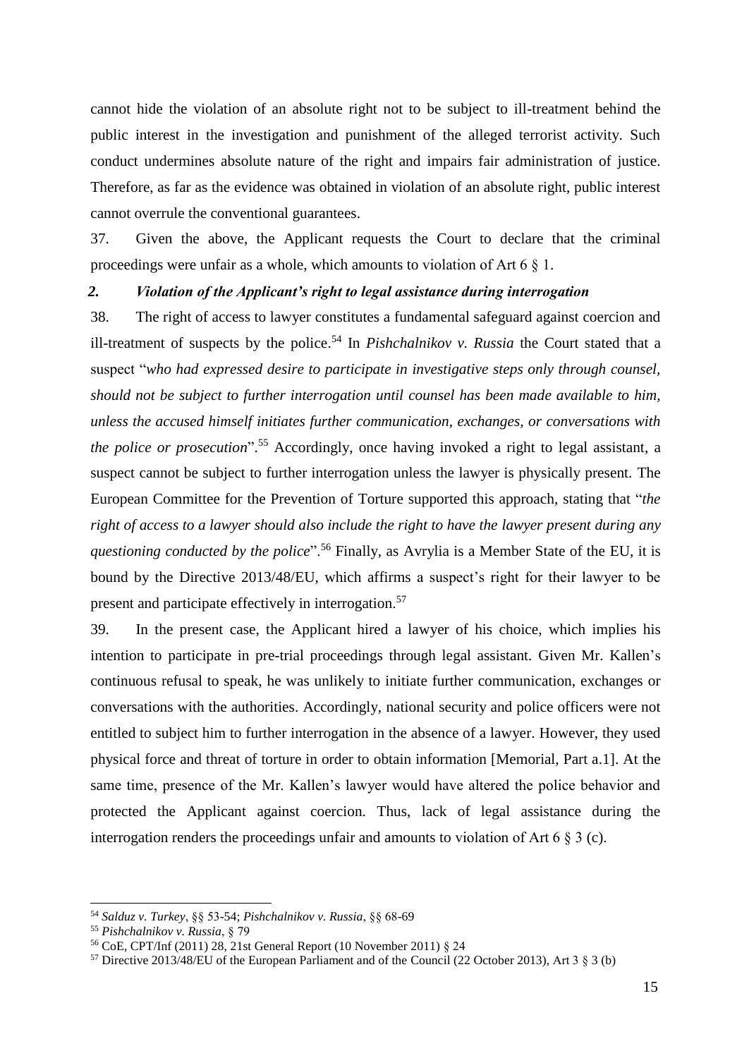cannot hide the violation of an absolute right not to be subject to ill-treatment behind the public interest in the investigation and punishment of the alleged terrorist activity. Such conduct undermines absolute nature of the right and impairs fair administration of justice. Therefore, as far as the evidence was obtained in violation of an absolute right, public interest cannot overrule the conventional guarantees.

37. Given the above, the Applicant requests the Court to declare that the criminal proceedings were unfair as a whole, which amounts to violation of Art 6 § 1.

### *2. Violation of the Applicant's right to legal assistance during interrogation*

38. The right of access to lawyer constitutes a fundamental safeguard against coercion and ill-treatment of suspects by the police.[54] In *Pishchalnikov v. Russia* the Court stated that a suspect "*who had expressed desire to participate in investigative steps only through counsel, should not be subject to further interrogation until counsel has been made available to him, unless the accused himself initiates further communication, exchanges, or conversations with the police or prosecution*".[55] Accordingly, once having invoked a right to legal assistant, a suspect cannot be subject to further interrogation unless the lawyer is physically present. The European Committee for the Prevention of Torture supported this approach, stating that "*the right of access to a lawyer should also include the right to have the lawyer present during any questioning conducted by the police*".[56] Finally, as Avrylia is a Member State of the EU, it is bound by the Directive 2013/48/EU, which affirms a suspect's right for their lawyer to be present and participate effectively in interrogation.[57]

39. In the present case, the Applicant hired a lawyer of his choice, which implies his intention to participate in pre-trial proceedings through legal assistant. Given Mr. Kallen's continuous refusal to speak, he was unlikely to initiate further communication, exchanges or conversations with the authorities. Accordingly, national security and police officers were not entitled to subject him to further interrogation in the absence of a lawyer. However, they used physical force and threat of torture in order to obtain information [Memorial, Part a.1]. At the same time, presence of the Mr. Kallen's lawyer would have altered the police behavior and protected the Applicant against coercion. Thus, lack of legal assistance during the interrogation renders the proceedings unfair and amounts to violation of Art 6 § 3 (c).

---

[54] *Salduz v. Turkey*, §§ 53-54; *Pishchalnikov v. Russia*, §§ 68-69

[55] *Pishchalnikov v. Russia*, § 79

[56] CoE, CPT/Inf (2011) 28, 21st General Report (10 November 2011) § 24

[57] Directive 2013/48/EU of the European Parliament and of the Council (22 October 2013), Art 3 § 3 (b)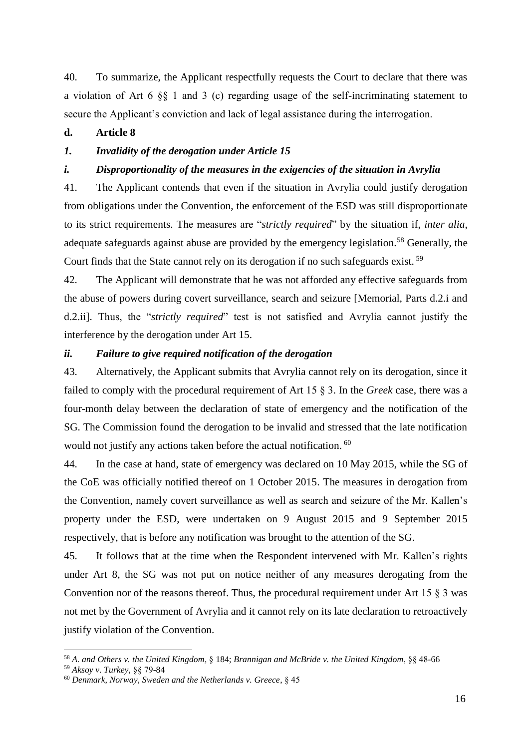40. To summarize, the Applicant respectfully requests the Court to declare that there was a violation of Art 6 §§ 1 and 3 (c) regarding usage of the self-incriminating statement to secure the Applicant's conviction and lack of legal assistance during the interrogation.

**d. Article 8**

***1. Invalidity of the derogation under Article 15***

***i. Disproportionality of the measures in the exigencies of the situation in Avrylia***

41. The Applicant contends that even if the situation in Avrylia could justify derogation from obligations under the Convention, the enforcement of the ESD was still disproportionate to its strict requirements. The measures are "*strictly required*" by the situation if, *inter alia*, adequate safeguards against abuse are provided by the emergency legislation.[58] Generally, the Court finds that the State cannot rely on its derogation if no such safeguards exist. [59]

42. The Applicant will demonstrate that he was not afforded any effective safeguards from the abuse of powers during covert surveillance, search and seizure [Memorial, Parts d.2.i and d.2.ii]. Thus, the "*strictly required*" test is not satisfied and Avrylia cannot justify the interference by the derogation under Art 15.

***ii. Failure to give required notification of the derogation***

43. Alternatively, the Applicant submits that Avrylia cannot rely on its derogation, since it failed to comply with the procedural requirement of Art 15 § 3. In the *Greek* case, there was a four-month delay between the declaration of state of emergency and the notification of the SG. The Commission found the derogation to be invalid and stressed that the late notification would not justify any actions taken before the actual notification. [60]

44. In the case at hand, state of emergency was declared on 10 May 2015, while the SG of the CoE was officially notified thereof on 1 October 2015. The measures in derogation from the Convention, namely covert surveillance as well as search and seizure of the Mr. Kallen's property under the ESD, were undertaken on 9 August 2015 and 9 September 2015 respectively, that is before any notification was brought to the attention of the SG.

45. It follows that at the time when the Respondent intervened with Mr. Kallen's rights under Art 8, the SG was not put on notice neither of any measures derogating from the Convention nor of the reasons thereof. Thus, the procedural requirement under Art 15 § 3 was not met by the Government of Avrylia and it cannot rely on its late declaration to retroactively justify violation of the Convention.

---

[58] *A. and Others v. the United Kingdom*, § 184; *Brannigan and McBride v. the United Kingdom*, §§ 48-66

[59] *Aksoy v. Turkey*, §§ 79-84

[60] *Denmark, Norway, Sweden and the Netherlands v. Greece*, § 45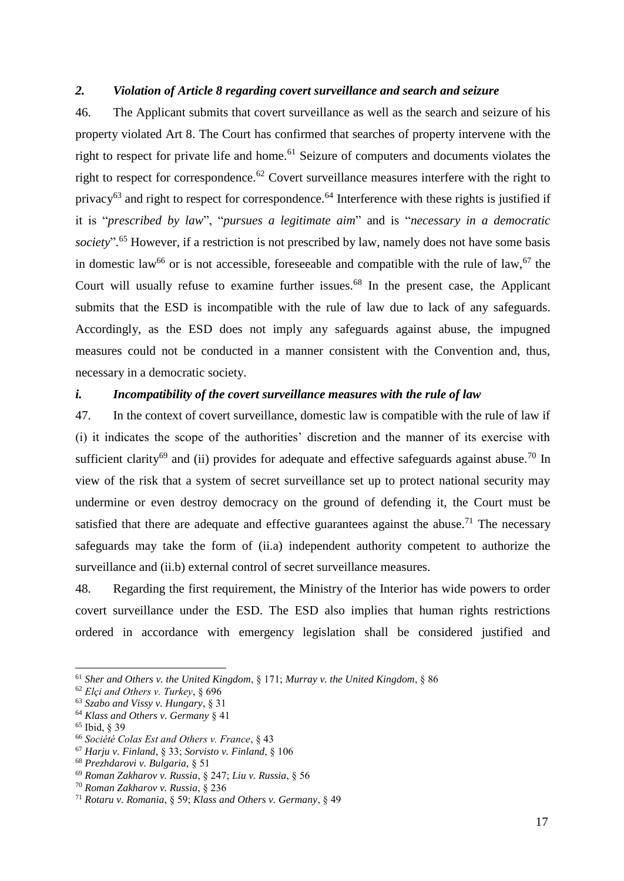### *2. Violation of Article 8 regarding covert surveillance and search and seizure*

46. The Applicant submits that covert surveillance as well as the search and seizure of his property violated Art 8. The Court has confirmed that searches of property intervene with the right to respect for private life and home.[61] Seizure of computers and documents violates the right to respect for correspondence.[62] Covert surveillance measures interfere with the right to privacy[63] and right to respect for correspondence.[64] Interference with these rights is justified if it is "*prescribed by law*", "*pursues a legitimate aim*" and is "*necessary in a democratic society*".[65] However, if a restriction is not prescribed by law, namely does not have some basis in domestic law[66] or is not accessible, foreseeable and compatible with the rule of law,[67] the Court will usually refuse to examine further issues.[68] In the present case, the Applicant submits that the ESD is incompatible with the rule of law due to lack of any safeguards. Accordingly, as the ESD does not imply any safeguards against abuse, the impugned measures could not be conducted in a manner consistent with the Convention and, thus, necessary in a democratic society.

#### *i. Incompatibility of the covert surveillance measures with the rule of law*

47. In the context of covert surveillance, domestic law is compatible with the rule of law if (i) it indicates the scope of the authorities' discretion and the manner of its exercise with sufficient clarity[69] and (ii) provides for adequate and effective safeguards against abuse.[70] In view of the risk that a system of secret surveillance set up to protect national security may undermine or even destroy democracy on the ground of defending it, the Court must be satisfied that there are adequate and effective guarantees against the abuse.[71] The necessary safeguards may take the form of (ii.a) independent authority competent to authorize the surveillance and (ii.b) external control of secret surveillance measures.

48. Regarding the first requirement, the Ministry of the Interior has wide powers to order covert surveillance under the ESD. The ESD also implies that human rights restrictions ordered in accordance with emergency legislation shall be considered justified and

---

[61] *Sher and Others v. the United Kingdom*, § 171; *Murray v. the United Kingdom*, § 86
[62] *Elçi and Others v. Turkey*, § 696
[63] *Szabo and Vissy v. Hungary*, § 31
[64] *Klass and Others v. Germany* § 41
[65] Ibid, § 39
[66] *Société Colas Est and Others v. France*, § 43
[67] *Harju v. Finland*, § 33; *Sorvisto v. Finland*, § 106
[68] *Prezhdarovi v. Bulgaria,* § 51
[69] *Roman Zakharov v. Russia*, § 247; *Liu v. Russia*, § 56
[70] *Roman Zakharov v. Russia*, § 236
[71] *Rotaru v. Romania*, § 59; *Klass and Others v. Germany*, § 49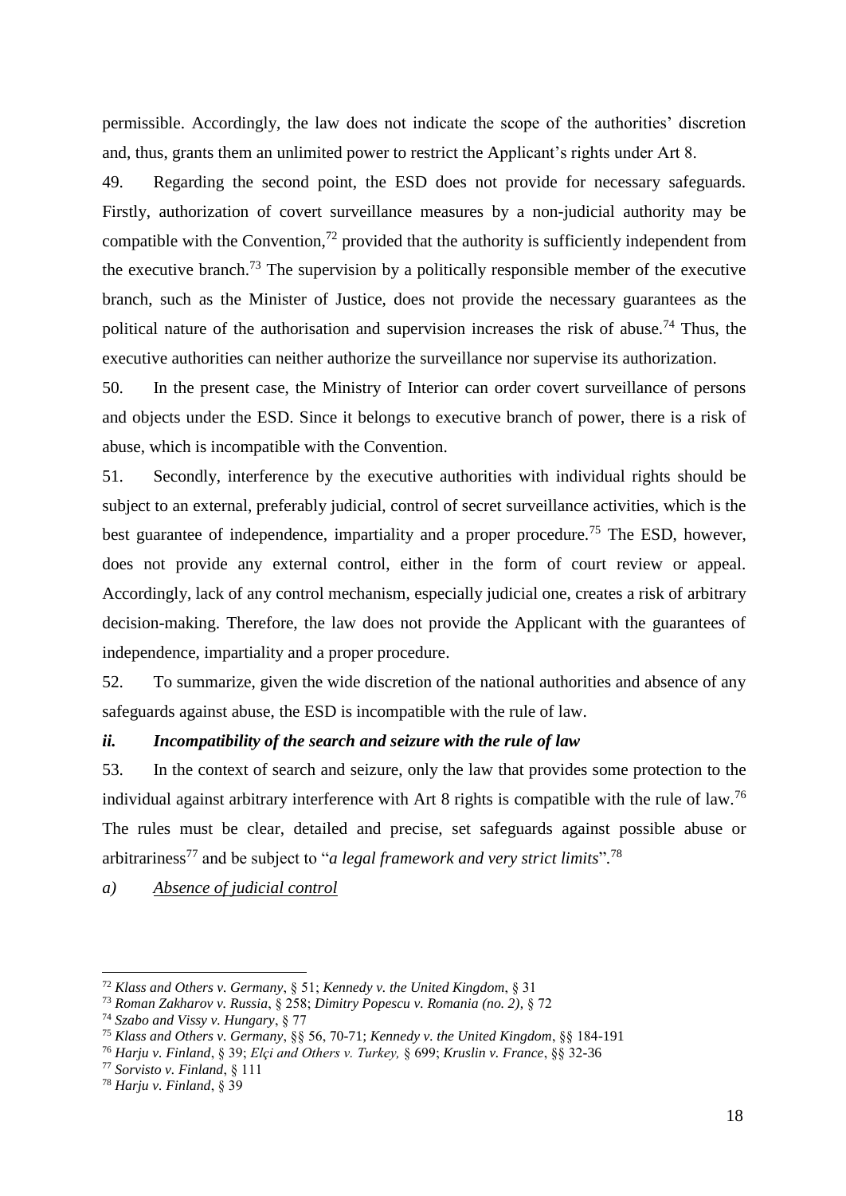permissible. Accordingly, the law does not indicate the scope of the authorities' discretion and, thus, grants them an unlimited power to restrict the Applicant's rights under Art 8.

49. Regarding the second point, the ESD does not provide for necessary safeguards. Firstly, authorization of covert surveillance measures by a non-judicial authority may be compatible with the Convention,[72] provided that the authority is sufficiently independent from the executive branch.[73] The supervision by a politically responsible member of the executive branch, such as the Minister of Justice, does not provide the necessary guarantees as the political nature of the authorisation and supervision increases the risk of abuse.[74] Thus, the executive authorities can neither authorize the surveillance nor supervise its authorization.

50. In the present case, the Ministry of Interior can order covert surveillance of persons and objects under the ESD. Since it belongs to executive branch of power, there is a risk of abuse, which is incompatible with the Convention.

51. Secondly, interference by the executive authorities with individual rights should be subject to an external, preferably judicial, control of secret surveillance activities, which is the best guarantee of independence, impartiality and a proper procedure.[75] The ESD, however, does not provide any external control, either in the form of court review or appeal. Accordingly, lack of any control mechanism, especially judicial one, creates a risk of arbitrary decision-making. Therefore, the law does not provide the Applicant with the guarantees of independence, impartiality and a proper procedure.

52. To summarize, given the wide discretion of the national authorities and absence of any safeguards against abuse, the ESD is incompatible with the rule of law.

***ii. Incompatibility of the search and seizure with the rule of law***

53. In the context of search and seizure, only the law that provides some protection to the individual against arbitrary interference with Art 8 rights is compatible with the rule of law.[76] The rules must be clear, detailed and precise, set safeguards against possible abuse or arbitrariness[77] and be subject to "*a legal framework and very strict limits*".[78]

*a) <u>Absence of judicial control</u>*

---

[72] *Klass and Others v. Germany*, § 51; *Kennedy v. the United Kingdom*, § 31

[73] *Roman Zakharov v. Russia*, § 258; *Dimitry Popescu v. Romania (no. 2),* § 72

[74] *Szabo and Vissy v. Hungary*, § 77

[75] *Klass and Others v. Germany*, §§ 56, 70-71; *Kennedy v. the United Kingdom*, §§ 184-191

[76] *Harju v. Finland*, § 39; *Elçi and Others v. Turkey,* § 699; *Kruslin v. France*, §§ 32-36

[77] *Sorvisto v. Finland*, § 111

[78] *Harju v. Finland*, § 39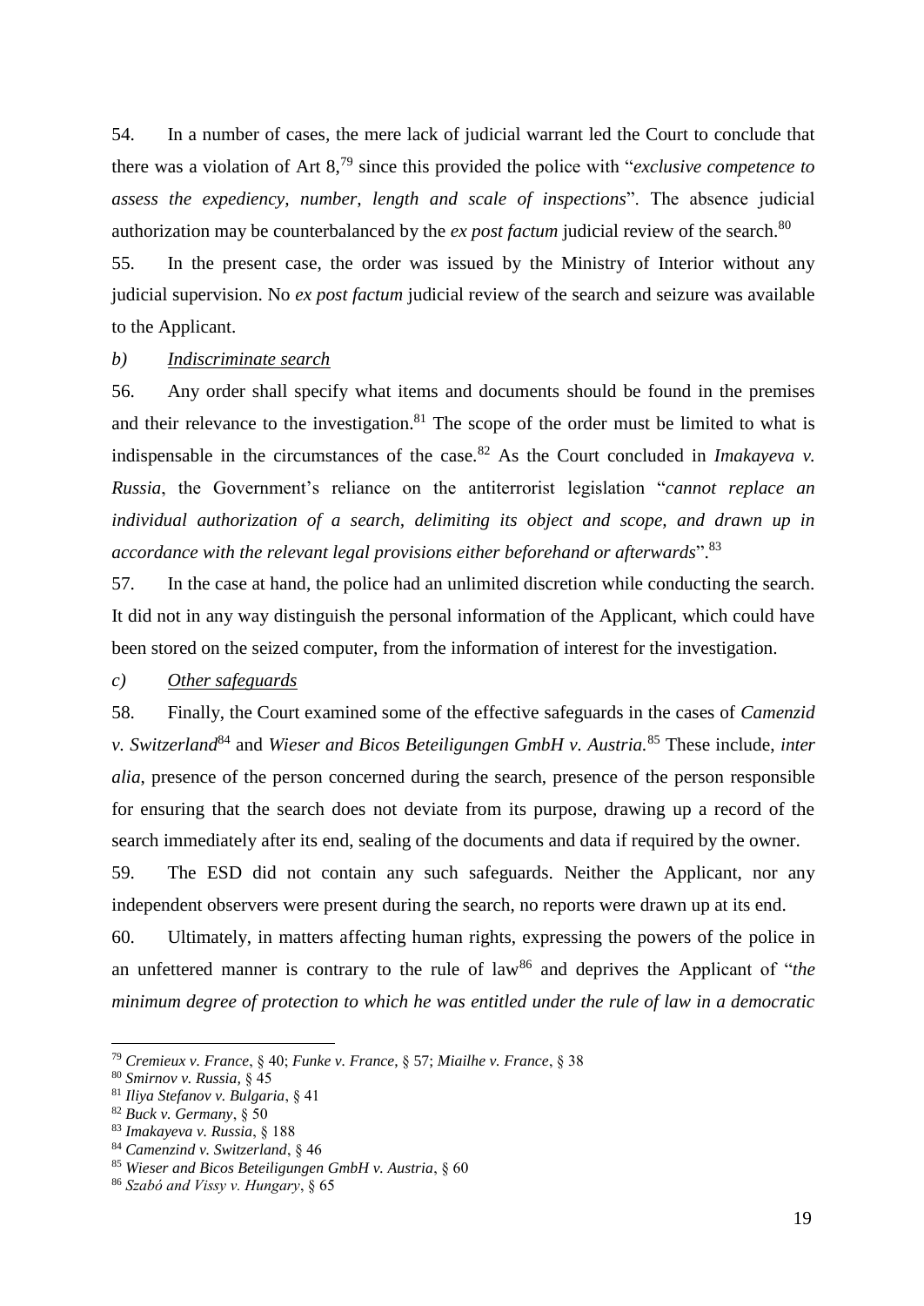54. In a number of cases, the mere lack of judicial warrant led the Court to conclude that there was a violation of Art 8,[79] since this provided the police with "*exclusive competence to assess the expediency, number, length and scale of inspections*". The absence judicial authorization may be counterbalanced by the *ex post factum* judicial review of the search.[80]

55. In the present case, the order was issued by the Ministry of Interior without any judicial supervision. No *ex post factum* judicial review of the search and seizure was available to the Applicant.

*b) Indiscriminate search*

56. Any order shall specify what items and documents should be found in the premises and their relevance to the investigation.[81] The scope of the order must be limited to what is indispensable in the circumstances of the case.[82] As the Court concluded in *Imakayeva v. Russia*, the Government's reliance on the antiterrorist legislation "*cannot replace an individual authorization of a search, delimiting its object and scope, and drawn up in accordance with the relevant legal provisions either beforehand or afterwards*".[83]

57. In the case at hand, the police had an unlimited discretion while conducting the search. It did not in any way distinguish the personal information of the Applicant, which could have been stored on the seized computer, from the information of interest for the investigation.

*c) Other safeguards*

58. Finally, the Court examined some of the effective safeguards in the cases of *Camenzid v. Switzerland*[84] and *Wieser and Bicos Beteiligungen GmbH v. Austria.*[85] These include, *inter alia*, presence of the person concerned during the search, presence of the person responsible for ensuring that the search does not deviate from its purpose, drawing up a record of the search immediately after its end, sealing of the documents and data if required by the owner.

59. The ESD did not contain any such safeguards. Neither the Applicant, nor any independent observers were present during the search, no reports were drawn up at its end.

60. Ultimately, in matters affecting human rights, expressing the powers of the police in an unfettered manner is contrary to the rule of law[86] and deprives the Applicant of "*the minimum degree of protection to which he was entitled under the rule of law in a democratic*

---

[79] *Cremieux v. France*, § 40; *Funke v. France*, § 57; *Miailhe v. France*, § 38

[80] *Smirnov v. Russia*, § 45

[81] *Iliya Stefanov v. Bulgaria*, § 41

[82] *Buck v. Germany*, § 50

[83] *Imakayeva v. Russia*, § 188

[84] *Camenzind v. Switzerland*, § 46

[85] *Wieser and Bicos Beteiligungen GmbH v. Austria*, § 60

[86] *Szabó and Vissy v. Hungary*, § 65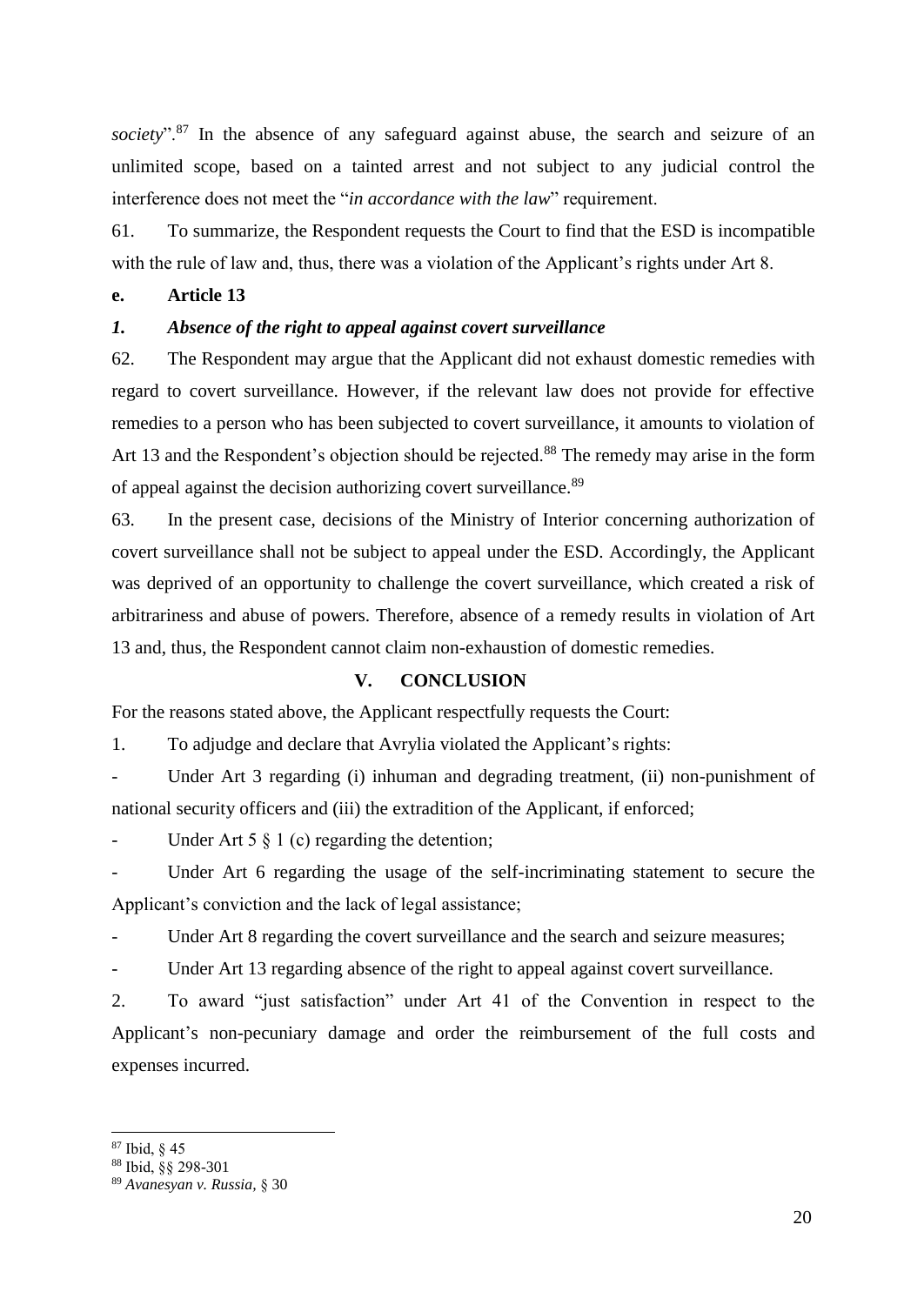*society*".[87] In the absence of any safeguard against abuse, the search and seizure of an unlimited scope, based on a tainted arrest and not subject to any judicial control the interference does not meet the "*in accordance with the law*" requirement.

61. To summarize, the Respondent requests the Court to find that the ESD is incompatible with the rule of law and, thus, there was a violation of the Applicant's rights under Art 8.

**e. Article 13**

***1. Absence of the right to appeal against covert surveillance***

62. The Respondent may argue that the Applicant did not exhaust domestic remedies with regard to covert surveillance. However, if the relevant law does not provide for effective remedies to a person who has been subjected to covert surveillance, it amounts to violation of Art 13 and the Respondent's objection should be rejected.[88] The remedy may arise in the form of appeal against the decision authorizing covert surveillance.[89]

63. In the present case, decisions of the Ministry of Interior concerning authorization of covert surveillance shall not be subject to appeal under the ESD. Accordingly, the Applicant was deprived of an opportunity to challenge the covert surveillance, which created a risk of arbitrariness and abuse of powers. Therefore, absence of a remedy results in violation of Art 13 and, thus, the Respondent cannot claim non-exhaustion of domestic remedies.

## V. CONCLUSION

For the reasons stated above, the Applicant respectfully requests the Court:

1. To adjudge and declare that Avrylia violated the Applicant's rights:

- Under Art 3 regarding (i) inhuman and degrading treatment, (ii) non-punishment of national security officers and (iii) the extradition of the Applicant, if enforced;
- Under Art 5 § 1 (c) regarding the detention;
- Under Art 6 regarding the usage of the self-incriminating statement to secure the Applicant's conviction and the lack of legal assistance;
- Under Art 8 regarding the covert surveillance and the search and seizure measures;
- Under Art 13 regarding absence of the right to appeal against covert surveillance.

2. To award "just satisfaction" under Art 41 of the Convention in respect to the Applicant's non-pecuniary damage and order the reimbursement of the full costs and expenses incurred.

---

[87] Ibid, § 45

[88] Ibid, §§ 298-301

[89] *Avanesyan v. Russia*, § 30